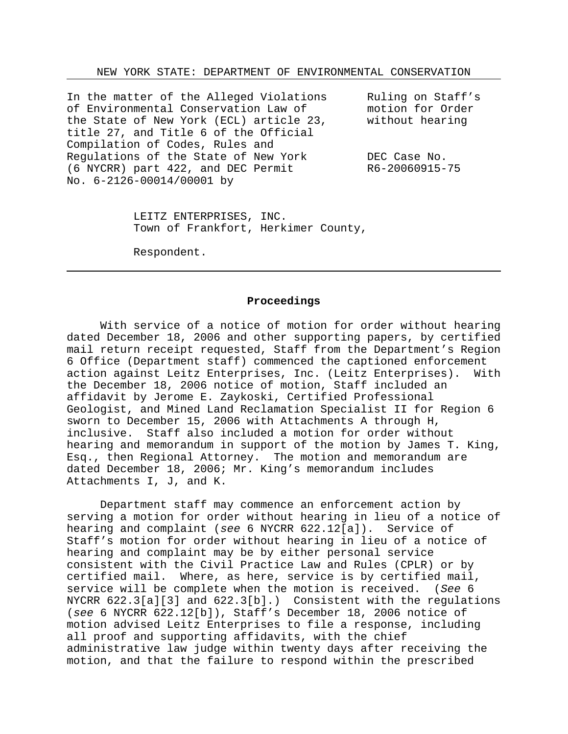NEW YORK STATE: DEPARTMENT OF ENVIRONMENTAL CONSERVATION

| | |
|---|---|
| In the matter of the Alleged Violations of Environmental Conservation Law of the State of New York (ECL) article 23, title 27, and Title 6 of the Official Compilation of Codes, Rules and Regulations of the State of New York (6 NYCRR) part 422, and DEC Permit No. 6-2126-00014/00001 by | Ruling on Staff's motion for Order without hearing<br><br>DEC Case No. R6-20060915-75 |

LEITZ ENTERPRISES, INC.
Town of Frankfort, Herkimer County,

Respondent.

---

## Proceedings

With service of a notice of motion for order without hearing dated December 18, 2006 and other supporting papers, by certified mail return receipt requested, Staff from the Department's Region 6 Office (Department staff) commenced the captioned enforcement action against Leitz Enterprises, Inc. (Leitz Enterprises). With the December 18, 2006 notice of motion, Staff included an affidavit by Jerome E. Zaykoski, Certified Professional Geologist, and Mined Land Reclamation Specialist II for Region 6 sworn to December 15, 2006 with Attachments A through H, inclusive. Staff also included a motion for order without hearing and memorandum in support of the motion by James T. King, Esq., then Regional Attorney. The motion and memorandum are dated December 18, 2006; Mr. King's memorandum includes Attachments I, J, and K.

Department staff may commence an enforcement action by serving a motion for order without hearing in lieu of a notice of hearing and complaint (*see* 6 NYCRR 622.12[a]). Service of Staff's motion for order without hearing in lieu of a notice of hearing and complaint may be by either personal service consistent with the Civil Practice Law and Rules (CPLR) or by certified mail. Where, as here, service is by certified mail, service will be complete when the motion is received. (*See* 6 NYCRR 622.3[a][3] and 622.3[b].) Consistent with the regulations (*see* 6 NYCRR 622.12[b]), Staff's December 18, 2006 notice of motion advised Leitz Enterprises to file a response, including all proof and supporting affidavits, with the chief administrative law judge within twenty days after receiving the motion, and that the failure to respond within the prescribed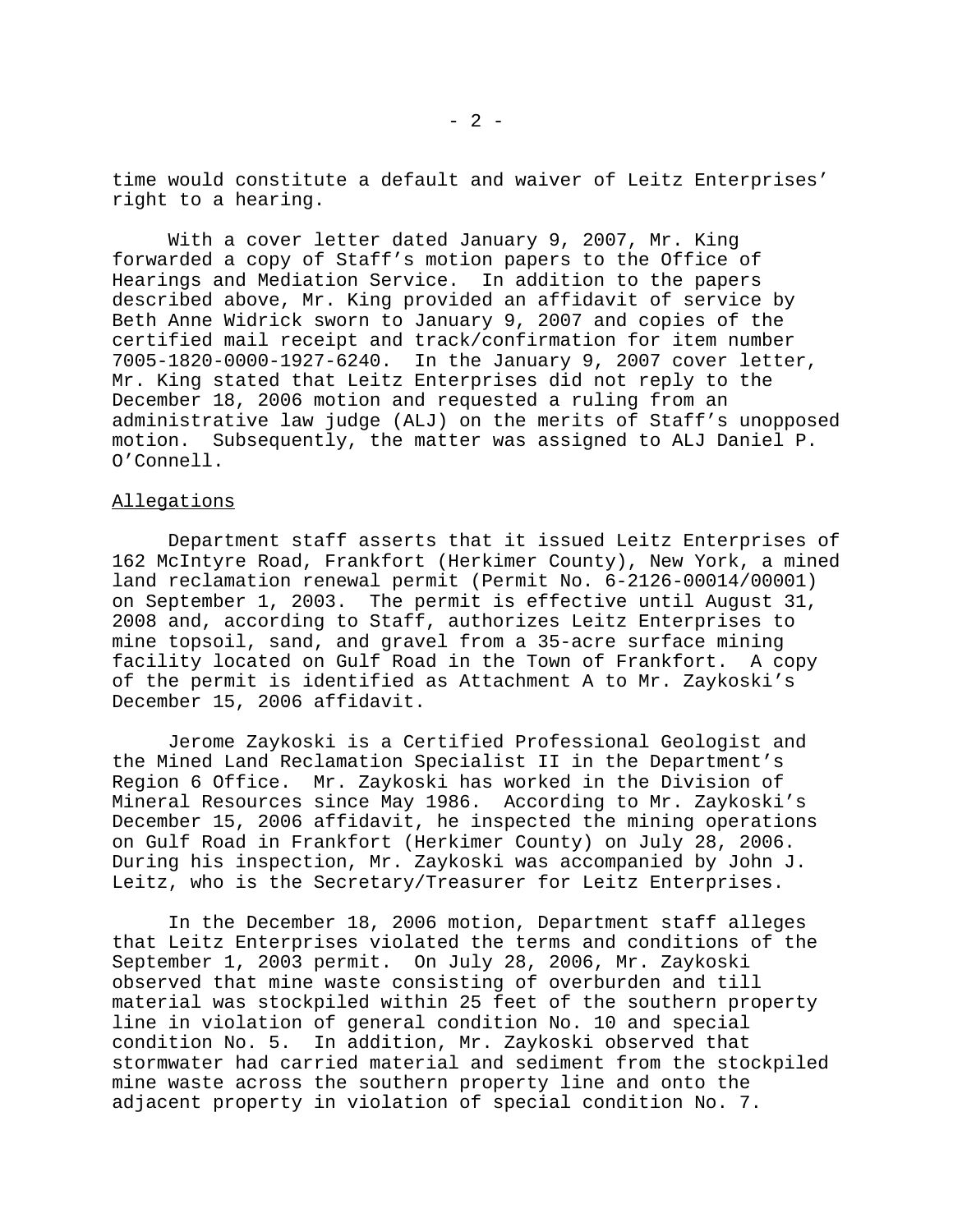time would constitute a default and waiver of Leitz Enterprises' right to a hearing.

With a cover letter dated January 9, 2007, Mr. King forwarded a copy of Staff's motion papers to the Office of Hearings and Mediation Service. In addition to the papers described above, Mr. King provided an affidavit of service by Beth Anne Widrick sworn to January 9, 2007 and copies of the certified mail receipt and track/confirmation for item number 7005-1820-0000-1927-6240. In the January 9, 2007 cover letter, Mr. King stated that Leitz Enterprises did not reply to the December 18, 2006 motion and requested a ruling from an administrative law judge (ALJ) on the merits of Staff's unopposed motion. Subsequently, the matter was assigned to ALJ Daniel P. O'Connell.

## Allegations

Department staff asserts that it issued Leitz Enterprises of 162 McIntyre Road, Frankfort (Herkimer County), New York, a mined land reclamation renewal permit (Permit No. 6-2126-00014/00001) on September 1, 2003. The permit is effective until August 31, 2008 and, according to Staff, authorizes Leitz Enterprises to mine topsoil, sand, and gravel from a 35-acre surface mining facility located on Gulf Road in the Town of Frankfort. A copy of the permit is identified as Attachment A to Mr. Zaykoski's December 15, 2006 affidavit.

Jerome Zaykoski is a Certified Professional Geologist and the Mined Land Reclamation Specialist II in the Department's Region 6 Office. Mr. Zaykoski has worked in the Division of Mineral Resources since May 1986. According to Mr. Zaykoski's December 15, 2006 affidavit, he inspected the mining operations on Gulf Road in Frankfort (Herkimer County) on July 28, 2006. During his inspection, Mr. Zaykoski was accompanied by John J. Leitz, who is the Secretary/Treasurer for Leitz Enterprises.

In the December 18, 2006 motion, Department staff alleges that Leitz Enterprises violated the terms and conditions of the September 1, 2003 permit. On July 28, 2006, Mr. Zaykoski observed that mine waste consisting of overburden and till material was stockpiled within 25 feet of the southern property line in violation of general condition No. 10 and special condition No. 5. In addition, Mr. Zaykoski observed that stormwater had carried material and sediment from the stockpiled mine waste across the southern property line and onto the adjacent property in violation of special condition No. 7.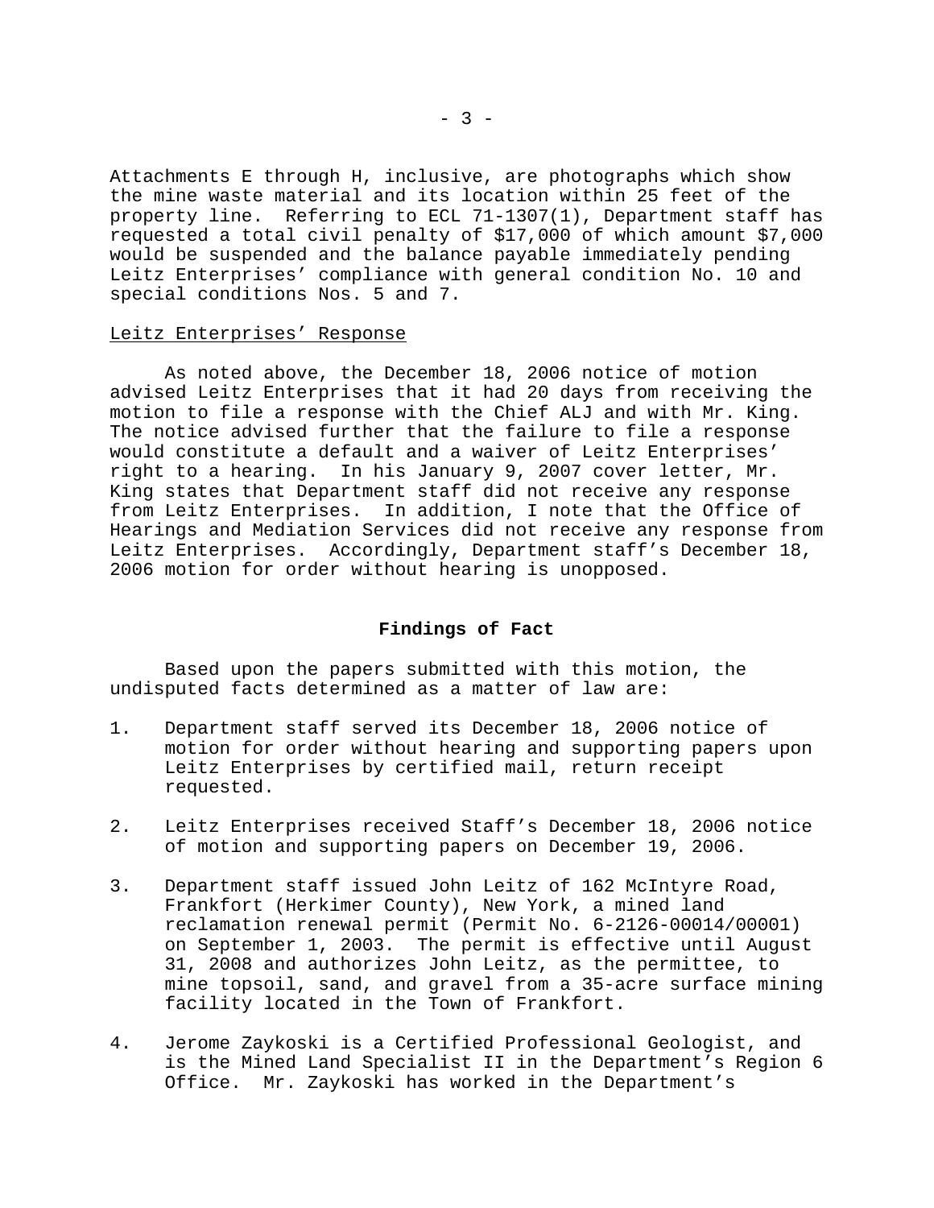Attachments E through H, inclusive, are photographs which show the mine waste material and its location within 25 feet of the property line. Referring to ECL 71-1307(1), Department staff has requested a total civil penalty of $17,000 of which amount $7,000 would be suspended and the balance payable immediately pending Leitz Enterprises' compliance with general condition No. 10 and special conditions Nos. 5 and 7.

<u>Leitz Enterprises' Response</u>

As noted above, the December 18, 2006 notice of motion advised Leitz Enterprises that it had 20 days from receiving the motion to file a response with the Chief ALJ and with Mr. King. The notice advised further that the failure to file a response would constitute a default and a waiver of Leitz Enterprises' right to a hearing. In his January 9, 2007 cover letter, Mr. King states that Department staff did not receive any response from Leitz Enterprises. In addition, I note that the Office of Hearings and Mediation Services did not receive any response from Leitz Enterprises. Accordingly, Department staff's December 18, 2006 motion for order without hearing is unopposed.

## Findings of Fact

Based upon the papers submitted with this motion, the undisputed facts determined as a matter of law are:

1. Department staff served its December 18, 2006 notice of motion for order without hearing and supporting papers upon Leitz Enterprises by certified mail, return receipt requested.

2. Leitz Enterprises received Staff's December 18, 2006 notice of motion and supporting papers on December 19, 2006.

3. Department staff issued John Leitz of 162 McIntyre Road, Frankfort (Herkimer County), New York, a mined land reclamation renewal permit (Permit No. 6-2126-00014/00001) on September 1, 2003. The permit is effective until August 31, 2008 and authorizes John Leitz, as the permittee, to mine topsoil, sand, and gravel from a 35-acre surface mining facility located in the Town of Frankfort.

4. Jerome Zaykoski is a Certified Professional Geologist, and is the Mined Land Specialist II in the Department's Region 6 Office. Mr. Zaykoski has worked in the Department's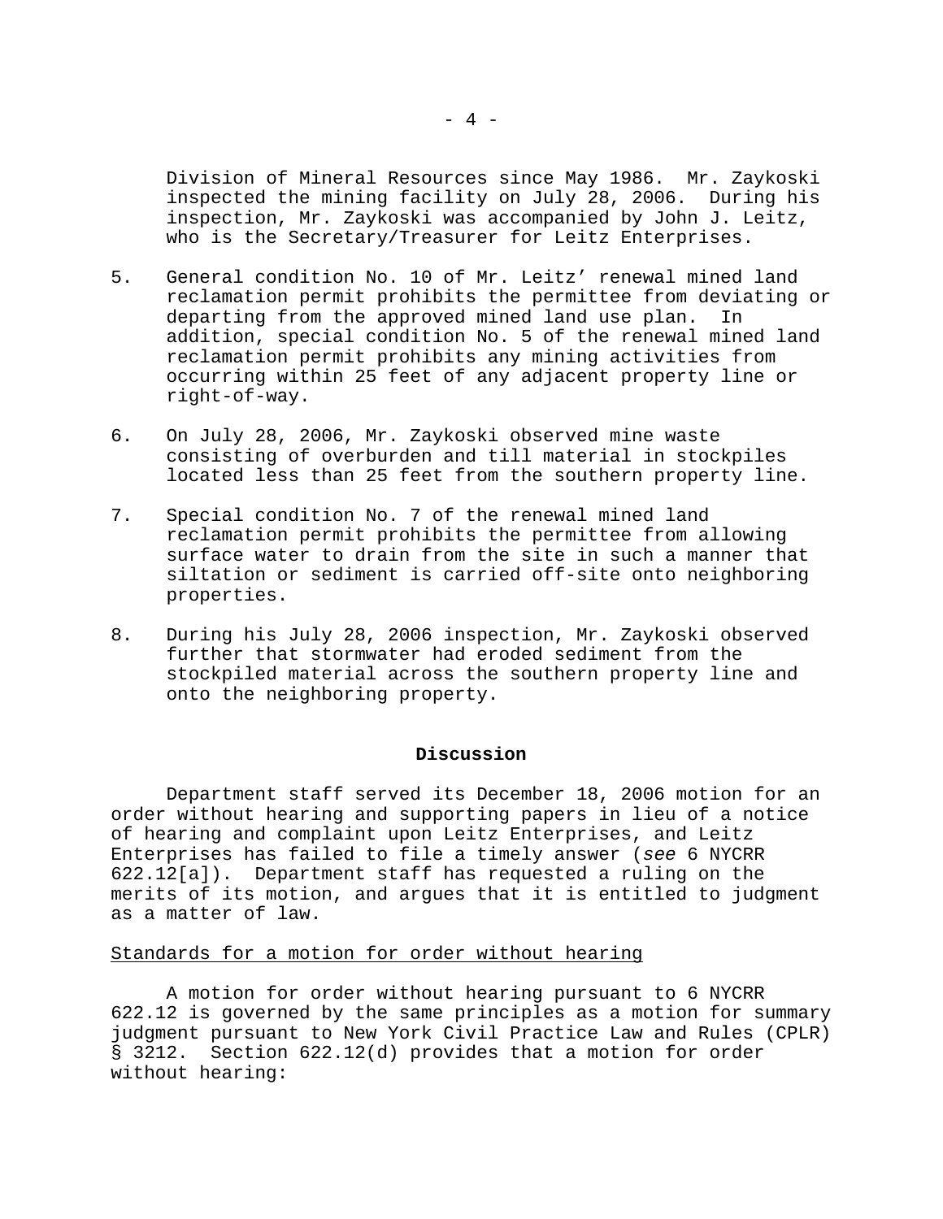Division of Mineral Resources since May 1986. Mr. Zaykoski inspected the mining facility on July 28, 2006. During his inspection, Mr. Zaykoski was accompanied by John J. Leitz, who is the Secretary/Treasurer for Leitz Enterprises.

5. General condition No. 10 of Mr. Leitz' renewal mined land reclamation permit prohibits the permittee from deviating or departing from the approved mined land use plan. In addition, special condition No. 5 of the renewal mined land reclamation permit prohibits any mining activities from occurring within 25 feet of any adjacent property line or right-of-way.

6. On July 28, 2006, Mr. Zaykoski observed mine waste consisting of overburden and till material in stockpiles located less than 25 feet from the southern property line.

7. Special condition No. 7 of the renewal mined land reclamation permit prohibits the permittee from allowing surface water to drain from the site in such a manner that siltation or sediment is carried off-site onto neighboring properties.

8. During his July 28, 2006 inspection, Mr. Zaykoski observed further that stormwater had eroded sediment from the stockpiled material across the southern property line and onto the neighboring property.

## Discussion

Department staff served its December 18, 2006 motion for an order without hearing and supporting papers in lieu of a notice of hearing and complaint upon Leitz Enterprises, and Leitz Enterprises has failed to file a timely answer (*see* 6 NYCRR 622.12[a]). Department staff has requested a ruling on the merits of its motion, and argues that it is entitled to judgment as a matter of law.

### Standards for a motion for order without hearing

A motion for order without hearing pursuant to 6 NYCRR 622.12 is governed by the same principles as a motion for summary judgment pursuant to New York Civil Practice Law and Rules (CPLR) § 3212. Section 622.12(d) provides that a motion for order without hearing: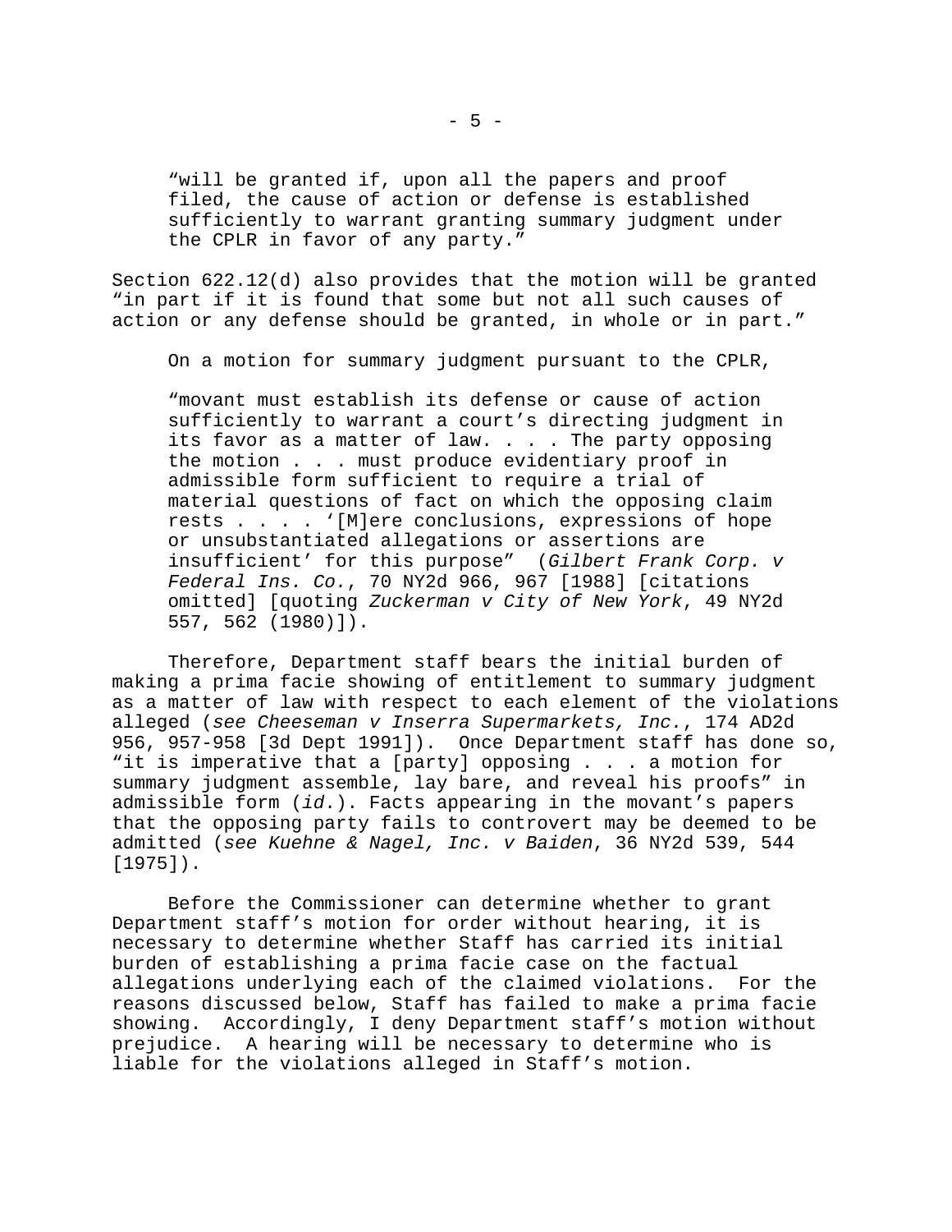> "will be granted if, upon all the papers and proof filed, the cause of action or defense is established sufficiently to warrant granting summary judgment under the CPLR in favor of any party."

Section 622.12(d) also provides that the motion will be granted "in part if it is found that some but not all such causes of action or any defense should be granted, in whole or in part."

On a motion for summary judgment pursuant to the CPLR,

> "movant must establish its defense or cause of action sufficiently to warrant a court's directing judgment in its favor as a matter of law. . . . The party opposing the motion . . . must produce evidentiary proof in admissible form sufficient to require a trial of material questions of fact on which the opposing claim rests . . . . '[M]ere conclusions, expressions of hope or unsubstantiated allegations or assertions are insufficient' for this purpose" (*Gilbert Frank Corp. v Federal Ins. Co.*, 70 NY2d 966, 967 [1988] [citations omitted] [quoting *Zuckerman v City of New York*, 49 NY2d 557, 562 (1980)]).

Therefore, Department staff bears the initial burden of making a prima facie showing of entitlement to summary judgment as a matter of law with respect to each element of the violations alleged (*see Cheeseman v Inserra Supermarkets, Inc.*, 174 AD2d 956, 957-958 [3d Dept 1991]). Once Department staff has done so, "it is imperative that a [party] opposing . . . a motion for summary judgment assemble, lay bare, and reveal his proofs" in admissible form (*id*.). Facts appearing in the movant's papers that the opposing party fails to controvert may be deemed to be admitted (*see Kuehne & Nagel, Inc. v Baiden*, 36 NY2d 539, 544 [1975]).

Before the Commissioner can determine whether to grant Department staff's motion for order without hearing, it is necessary to determine whether Staff has carried its initial burden of establishing a prima facie case on the factual allegations underlying each of the claimed violations. For the reasons discussed below, Staff has failed to make a prima facie showing. Accordingly, I deny Department staff's motion without prejudice. A hearing will be necessary to determine who is liable for the violations alleged in Staff's motion.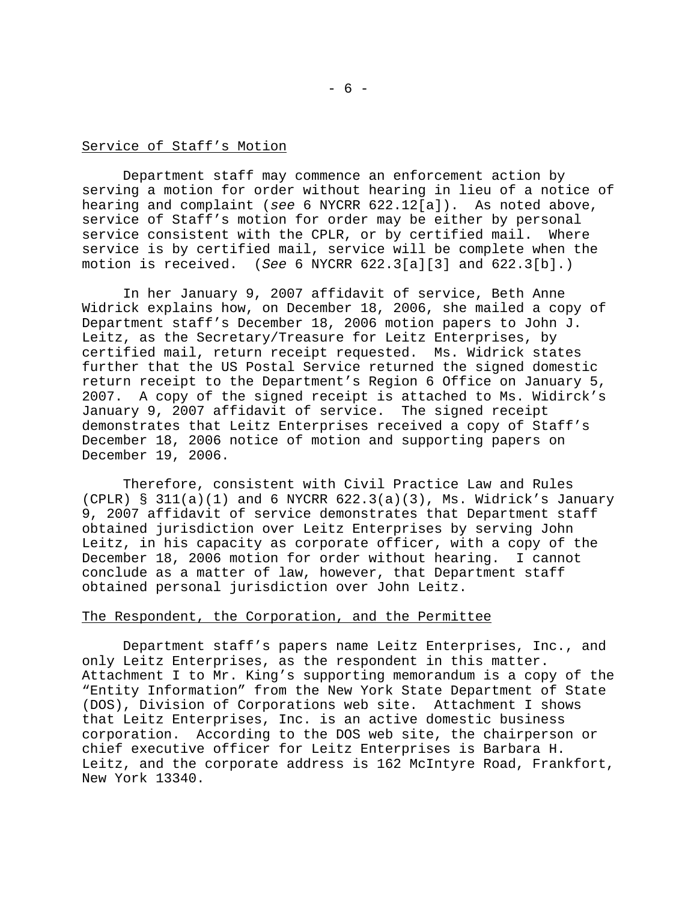## Service of Staff's Motion

Department staff may commence an enforcement action by serving a motion for order without hearing in lieu of a notice of hearing and complaint (*see* 6 NYCRR 622.12[a]). As noted above, service of Staff's motion for order may be either by personal service consistent with the CPLR, or by certified mail. Where service is by certified mail, service will be complete when the motion is received. (*See* 6 NYCRR 622.3[a][3] and 622.3[b].)

In her January 9, 2007 affidavit of service, Beth Anne Widrick explains how, on December 18, 2006, she mailed a copy of Department staff's December 18, 2006 motion papers to John J. Leitz, as the Secretary/Treasure for Leitz Enterprises, by certified mail, return receipt requested. Ms. Widrick states further that the US Postal Service returned the signed domestic return receipt to the Department's Region 6 Office on January 5, 2007. A copy of the signed receipt is attached to Ms. Widirck's January 9, 2007 affidavit of service. The signed receipt demonstrates that Leitz Enterprises received a copy of Staff's December 18, 2006 notice of motion and supporting papers on December 19, 2006.

Therefore, consistent with Civil Practice Law and Rules (CPLR) § 311(a)(1) and 6 NYCRR 622.3(a)(3), Ms. Widrick's January 9, 2007 affidavit of service demonstrates that Department staff obtained jurisdiction over Leitz Enterprises by serving John Leitz, in his capacity as corporate officer, with a copy of the December 18, 2006 motion for order without hearing. I cannot conclude as a matter of law, however, that Department staff obtained personal jurisdiction over John Leitz.

## The Respondent, the Corporation, and the Permittee

Department staff's papers name Leitz Enterprises, Inc., and only Leitz Enterprises, as the respondent in this matter. Attachment I to Mr. King's supporting memorandum is a copy of the "Entity Information" from the New York State Department of State (DOS), Division of Corporations web site. Attachment I shows that Leitz Enterprises, Inc. is an active domestic business corporation. According to the DOS web site, the chairperson or chief executive officer for Leitz Enterprises is Barbara H. Leitz, and the corporate address is 162 McIntyre Road, Frankfort, New York 13340.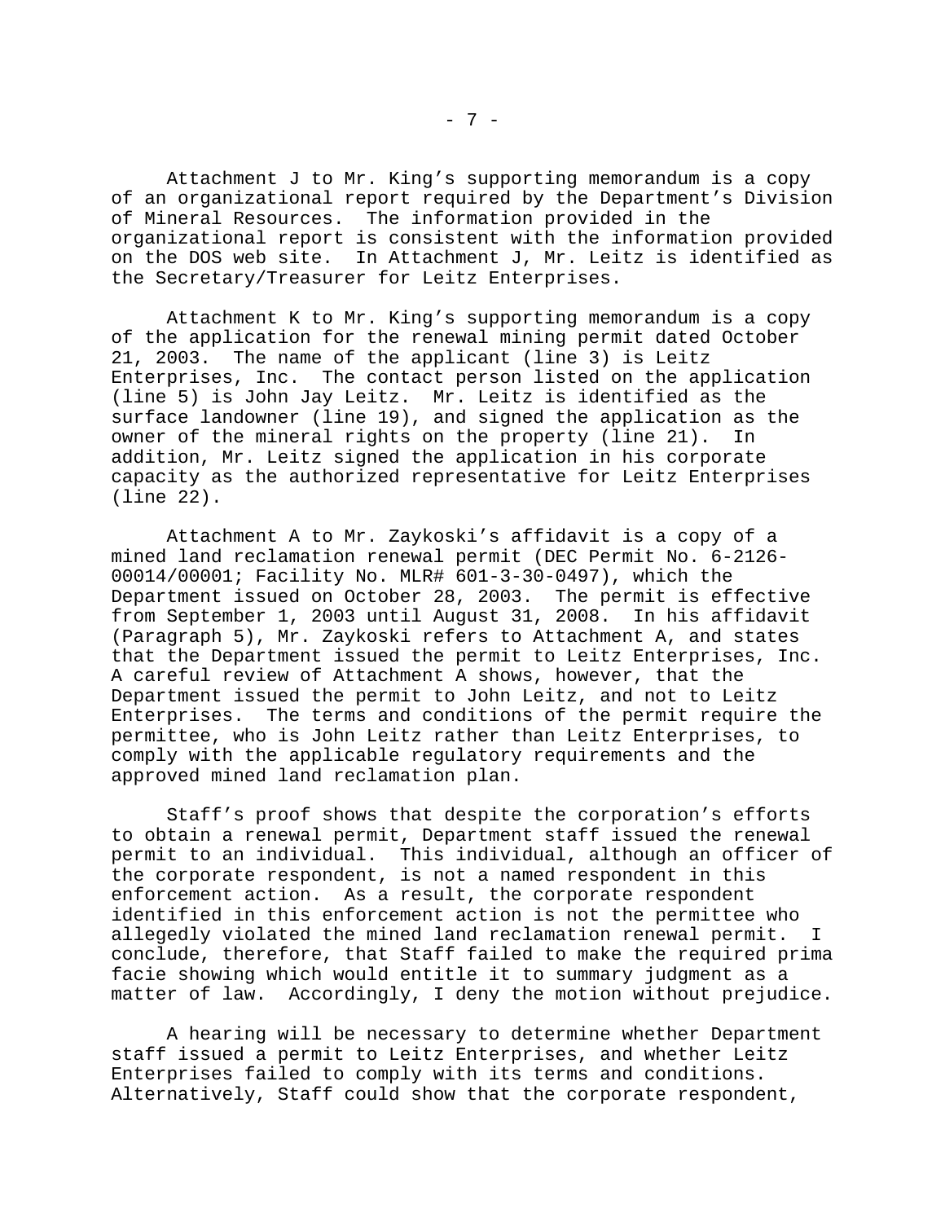Attachment J to Mr. King's supporting memorandum is a copy of an organizational report required by the Department's Division of Mineral Resources. The information provided in the organizational report is consistent with the information provided on the DOS web site. In Attachment J, Mr. Leitz is identified as the Secretary/Treasurer for Leitz Enterprises.

Attachment K to Mr. King's supporting memorandum is a copy of the application for the renewal mining permit dated October 21, 2003. The name of the applicant (line 3) is Leitz Enterprises, Inc. The contact person listed on the application (line 5) is John Jay Leitz. Mr. Leitz is identified as the surface landowner (line 19), and signed the application as the owner of the mineral rights on the property (line 21). In addition, Mr. Leitz signed the application in his corporate capacity as the authorized representative for Leitz Enterprises (line 22).

Attachment A to Mr. Zaykoski's affidavit is a copy of a mined land reclamation renewal permit (DEC Permit No. 6-2126-00014/00001; Facility No. MLR# 601-3-30-0497), which the Department issued on October 28, 2003. The permit is effective from September 1, 2003 until August 31, 2008. In his affidavit (Paragraph 5), Mr. Zaykoski refers to Attachment A, and states that the Department issued the permit to Leitz Enterprises, Inc. A careful review of Attachment A shows, however, that the Department issued the permit to John Leitz, and not to Leitz Enterprises. The terms and conditions of the permit require the permittee, who is John Leitz rather than Leitz Enterprises, to comply with the applicable regulatory requirements and the approved mined land reclamation plan.

Staff's proof shows that despite the corporation's efforts to obtain a renewal permit, Department staff issued the renewal permit to an individual. This individual, although an officer of the corporate respondent, is not a named respondent in this enforcement action. As a result, the corporate respondent identified in this enforcement action is not the permittee who allegedly violated the mined land reclamation renewal permit. I conclude, therefore, that Staff failed to make the required prima facie showing which would entitle it to summary judgment as a matter of law. Accordingly, I deny the motion without prejudice.

A hearing will be necessary to determine whether Department staff issued a permit to Leitz Enterprises, and whether Leitz Enterprises failed to comply with its terms and conditions. Alternatively, Staff could show that the corporate respondent,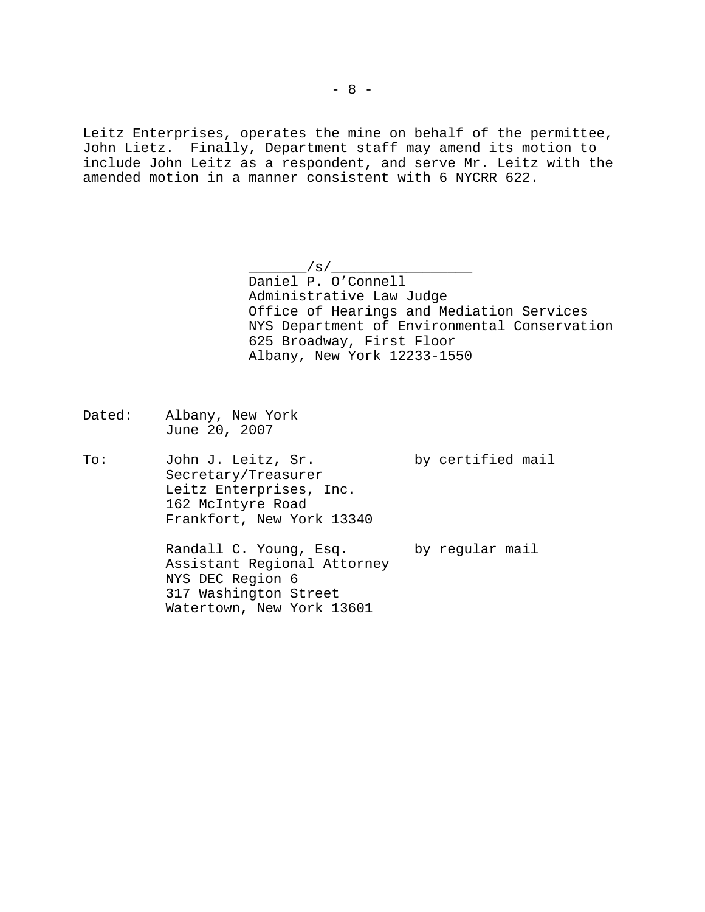Leitz Enterprises, operates the mine on behalf of the permittee, John Lietz. Finally, Department staff may amend its motion to include John Leitz as a respondent, and serve Mr. Leitz with the amended motion in a manner consistent with 6 NYCRR 622.

_______/s/_________________
Daniel P. O'Connell
Administrative Law Judge
Office of Hearings and Mediation Services
NYS Department of Environmental Conservation
625 Broadway, First Floor
Albany, New York 12233-1550

Dated: Albany, New York
June 20, 2007

To: John J. Leitz, Sr. — by certified mail
Secretary/Treasurer
Leitz Enterprises, Inc.
162 McIntyre Road
Frankfort, New York 13340

Randall C. Young, Esq. — by regular mail
Assistant Regional Attorney
NYS DEC Region 6
317 Washington Street
Watertown, New York 13601